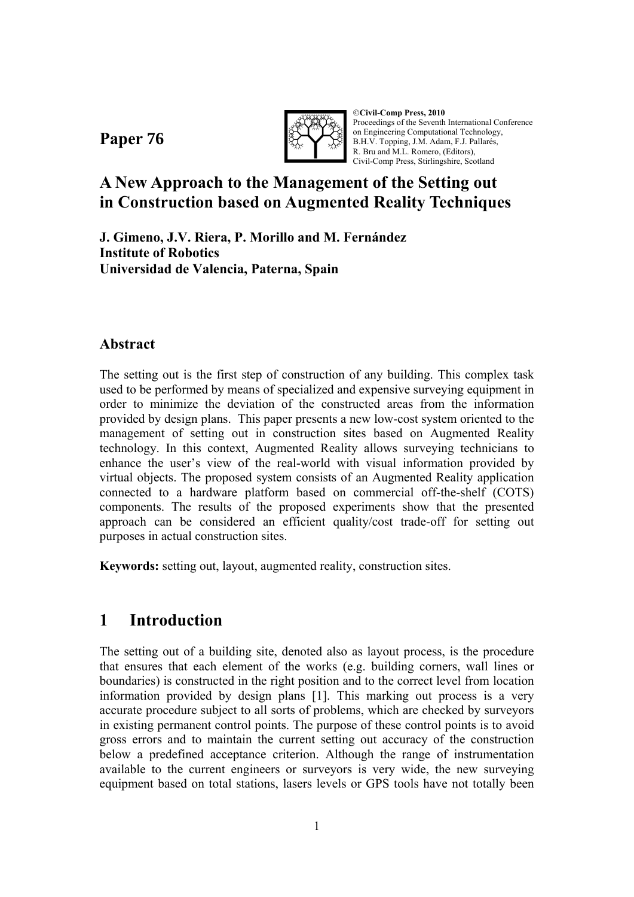Paper 76

©Civil-Comp Press, 2010
Proceedings of the Seventh International Conference on Engineering Computational Technology,
B.H.V. Topping, J.M. Adam, F.J. Pallarés,
R. Bru and M.L. Romero, (Editors),
Civil-Comp Press, Stirlingshire, Scotland

# A New Approach to the Management of the Setting out in Construction based on Augmented Reality Techniques

**J. Gimeno, J.V. Riera, P. Morillo and M. Fernández**
**Institute of Robotics**
**Universidad de Valencia, Paterna, Spain**

## Abstract

The setting out is the first step of construction of any building. This complex task used to be performed by means of specialized and expensive surveying equipment in order to minimize the deviation of the constructed areas from the information provided by design plans. This paper presents a new low-cost system oriented to the management of setting out in construction sites based on Augmented Reality technology. In this context, Augmented Reality allows surveying technicians to enhance the user's view of the real-world with visual information provided by virtual objects. The proposed system consists of an Augmented Reality application connected to a hardware platform based on commercial off-the-shelf (COTS) components. The results of the proposed experiments show that the presented approach can be considered an efficient quality/cost trade-off for setting out purposes in actual construction sites.

**Keywords:** setting out, layout, augmented reality, construction sites.

## 1 Introduction

The setting out of a building site, denoted also as layout process, is the procedure that ensures that each element of the works (e.g. building corners, wall lines or boundaries) is constructed in the right position and to the correct level from location information provided by design plans [1]. This marking out process is a very accurate procedure subject to all sorts of problems, which are checked by surveyors in existing permanent control points. The purpose of these control points is to avoid gross errors and to maintain the current setting out accuracy of the construction below a predefined acceptance criterion. Although the range of instrumentation available to the current engineers or surveyors is very wide, the new surveying equipment based on total stations, lasers levels or GPS tools have not totally been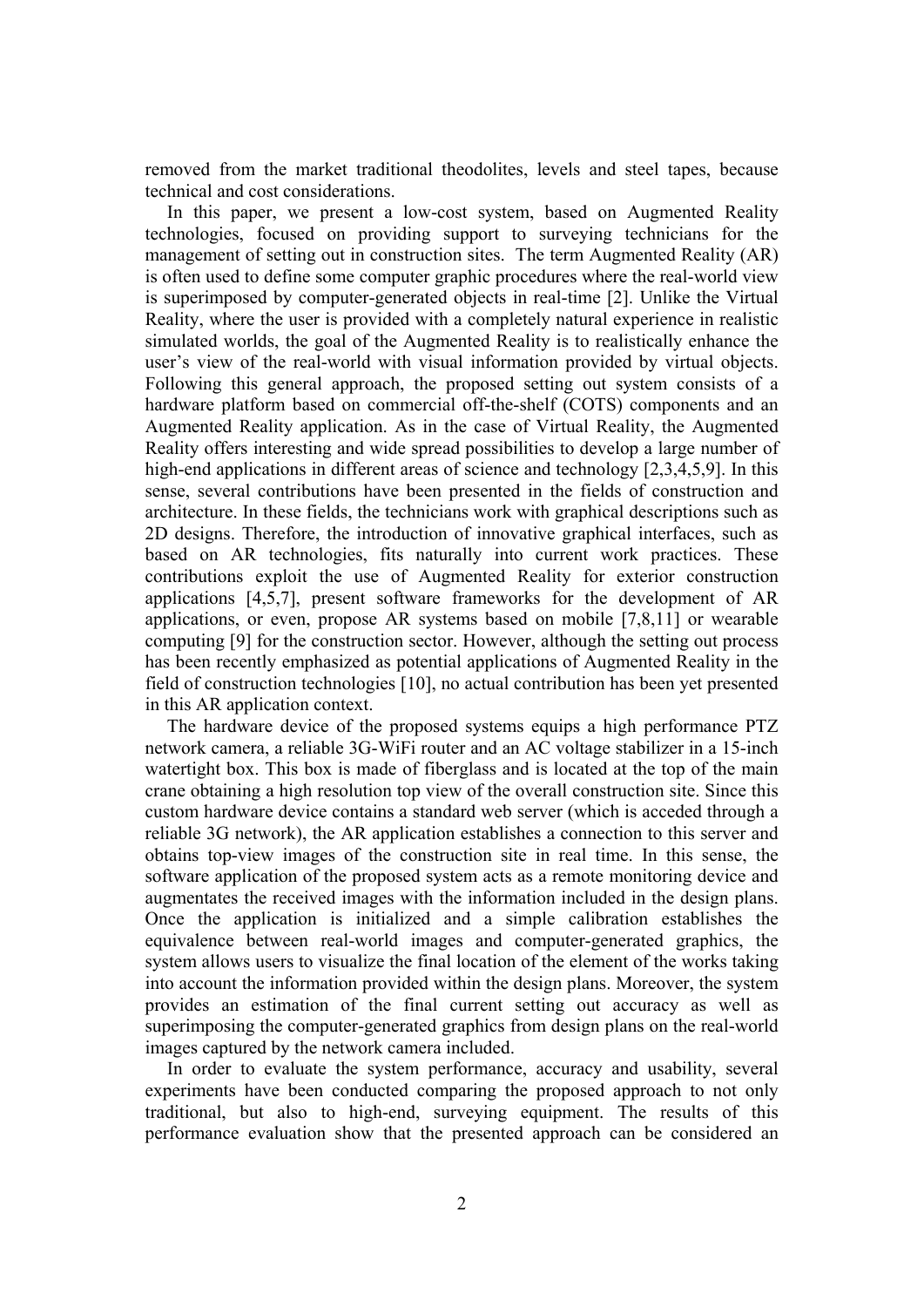removed from the market traditional theodolites, levels and steel tapes, because technical and cost considerations.

In this paper, we present a low-cost system, based on Augmented Reality technologies, focused on providing support to surveying technicians for the management of setting out in construction sites. The term Augmented Reality (AR) is often used to define some computer graphic procedures where the real-world view is superimposed by computer-generated objects in real-time [2]. Unlike the Virtual Reality, where the user is provided with a completely natural experience in realistic simulated worlds, the goal of the Augmented Reality is to realistically enhance the user's view of the real-world with visual information provided by virtual objects. Following this general approach, the proposed setting out system consists of a hardware platform based on commercial off-the-shelf (COTS) components and an Augmented Reality application. As in the case of Virtual Reality, the Augmented Reality offers interesting and wide spread possibilities to develop a large number of high-end applications in different areas of science and technology [2,3,4,5,9]. In this sense, several contributions have been presented in the fields of construction and architecture. In these fields, the technicians work with graphical descriptions such as 2D designs. Therefore, the introduction of innovative graphical interfaces, such as based on AR technologies, fits naturally into current work practices. These contributions exploit the use of Augmented Reality for exterior construction applications [4,5,7], present software frameworks for the development of AR applications, or even, propose AR systems based on mobile [7,8,11] or wearable computing [9] for the construction sector. However, although the setting out process has been recently emphasized as potential applications of Augmented Reality in the field of construction technologies [10], no actual contribution has been yet presented in this AR application context.

The hardware device of the proposed systems equips a high performance PTZ network camera, a reliable 3G-WiFi router and an AC voltage stabilizer in a 15-inch watertight box. This box is made of fiberglass and is located at the top of the main crane obtaining a high resolution top view of the overall construction site. Since this custom hardware device contains a standard web server (which is acceded through a reliable 3G network), the AR application establishes a connection to this server and obtains top-view images of the construction site in real time. In this sense, the software application of the proposed system acts as a remote monitoring device and augmentates the received images with the information included in the design plans. Once the application is initialized and a simple calibration establishes the equivalence between real-world images and computer-generated graphics, the system allows users to visualize the final location of the element of the works taking into account the information provided within the design plans. Moreover, the system provides an estimation of the final current setting out accuracy as well as superimposing the computer-generated graphics from design plans on the real-world images captured by the network camera included.

In order to evaluate the system performance, accuracy and usability, several experiments have been conducted comparing the proposed approach to not only traditional, but also to high-end, surveying equipment. The results of this performance evaluation show that the presented approach can be considered an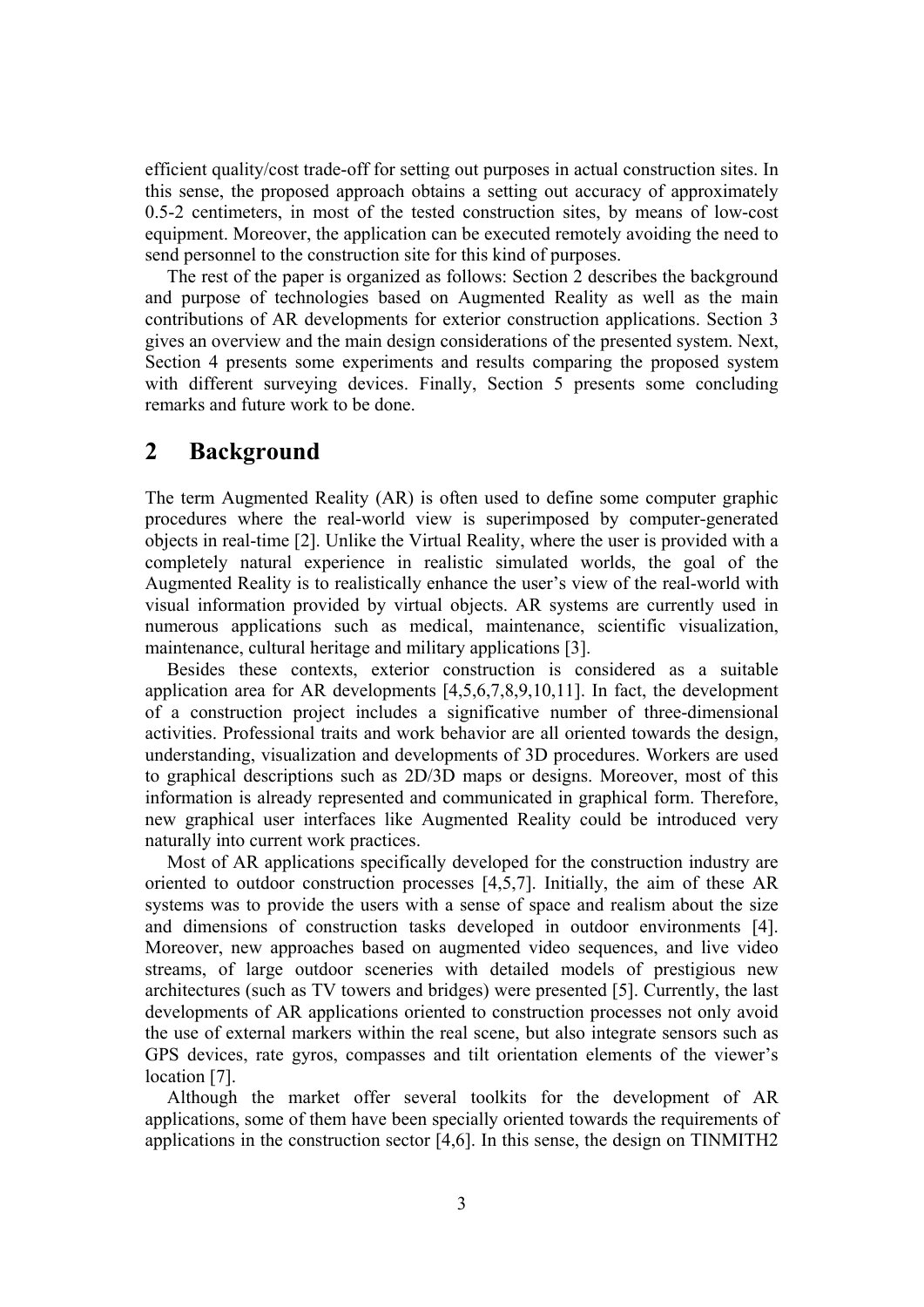efficient quality/cost trade-off for setting out purposes in actual construction sites. In this sense, the proposed approach obtains a setting out accuracy of approximately 0.5-2 centimeters, in most of the tested construction sites, by means of low-cost equipment. Moreover, the application can be executed remotely avoiding the need to send personnel to the construction site for this kind of purposes.

The rest of the paper is organized as follows: Section 2 describes the background and purpose of technologies based on Augmented Reality as well as the main contributions of AR developments for exterior construction applications. Section 3 gives an overview and the main design considerations of the presented system. Next, Section 4 presents some experiments and results comparing the proposed system with different surveying devices. Finally, Section 5 presents some concluding remarks and future work to be done.

## 2 Background

The term Augmented Reality (AR) is often used to define some computer graphic procedures where the real-world view is superimposed by computer-generated objects in real-time [2]. Unlike the Virtual Reality, where the user is provided with a completely natural experience in realistic simulated worlds, the goal of the Augmented Reality is to realistically enhance the user's view of the real-world with visual information provided by virtual objects. AR systems are currently used in numerous applications such as medical, maintenance, scientific visualization, maintenance, cultural heritage and military applications [3].

Besides these contexts, exterior construction is considered as a suitable application area for AR developments [4,5,6,7,8,9,10,11]. In fact, the development of a construction project includes a significative number of three-dimensional activities. Professional traits and work behavior are all oriented towards the design, understanding, visualization and developments of 3D procedures. Workers are used to graphical descriptions such as 2D/3D maps or designs. Moreover, most of this information is already represented and communicated in graphical form. Therefore, new graphical user interfaces like Augmented Reality could be introduced very naturally into current work practices.

Most of AR applications specifically developed for the construction industry are oriented to outdoor construction processes [4,5,7]. Initially, the aim of these AR systems was to provide the users with a sense of space and realism about the size and dimensions of construction tasks developed in outdoor environments [4]. Moreover, new approaches based on augmented video sequences, and live video streams, of large outdoor sceneries with detailed models of prestigious new architectures (such as TV towers and bridges) were presented [5]. Currently, the last developments of AR applications oriented to construction processes not only avoid the use of external markers within the real scene, but also integrate sensors such as GPS devices, rate gyros, compasses and tilt orientation elements of the viewer's location [7].

Although the market offer several toolkits for the development of AR applications, some of them have been specially oriented towards the requirements of applications in the construction sector [4,6]. In this sense, the design on TINMITH2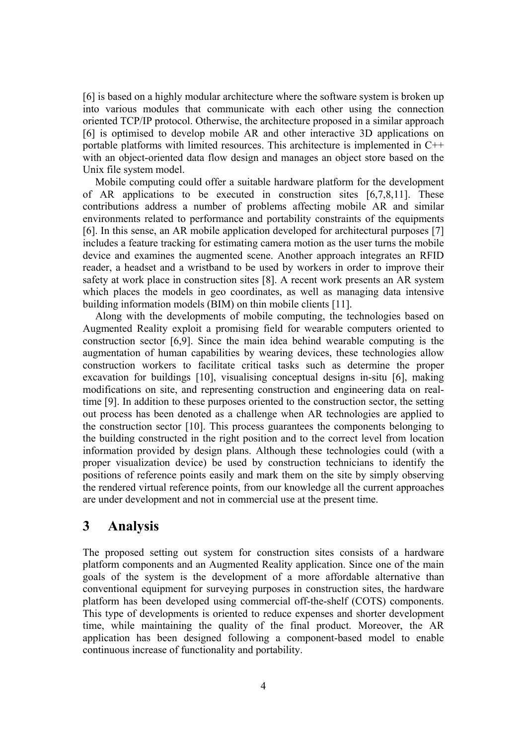[6] is based on a highly modular architecture where the software system is broken up into various modules that communicate with each other using the connection oriented TCP/IP protocol. Otherwise, the architecture proposed in a similar approach [6] is optimised to develop mobile AR and other interactive 3D applications on portable platforms with limited resources. This architecture is implemented in C++ with an object-oriented data flow design and manages an object store based on the Unix file system model.

Mobile computing could offer a suitable hardware platform for the development of AR applications to be executed in construction sites [6,7,8,11]. These contributions address a number of problems affecting mobile AR and similar environments related to performance and portability constraints of the equipments [6]. In this sense, an AR mobile application developed for architectural purposes [7] includes a feature tracking for estimating camera motion as the user turns the mobile device and examines the augmented scene. Another approach integrates an RFID reader, a headset and a wristband to be used by workers in order to improve their safety at work place in construction sites [8]. A recent work presents an AR system which places the models in geo coordinates, as well as managing data intensive building information models (BIM) on thin mobile clients [11].

Along with the developments of mobile computing, the technologies based on Augmented Reality exploit a promising field for wearable computers oriented to construction sector [6,9]. Since the main idea behind wearable computing is the augmentation of human capabilities by wearing devices, these technologies allow construction workers to facilitate critical tasks such as determine the proper excavation for buildings [10], visualising conceptual designs in-situ [6], making modifications on site, and representing construction and engineering data on real-time [9]. In addition to these purposes oriented to the construction sector, the setting out process has been denoted as a challenge when AR technologies are applied to the construction sector [10]. This process guarantees the components belonging to the building constructed in the right position and to the correct level from location information provided by design plans. Although these technologies could (with a proper visualization device) be used by construction technicians to identify the positions of reference points easily and mark them on the site by simply observing the rendered virtual reference points, from our knowledge all the current approaches are under development and not in commercial use at the present time.

# 3 Analysis

The proposed setting out system for construction sites consists of a hardware platform components and an Augmented Reality application. Since one of the main goals of the system is the development of a more affordable alternative than conventional equipment for surveying purposes in construction sites, the hardware platform has been developed using commercial off-the-shelf (COTS) components. This type of developments is oriented to reduce expenses and shorter development time, while maintaining the quality of the final product. Moreover, the AR application has been designed following a component-based model to enable continuous increase of functionality and portability.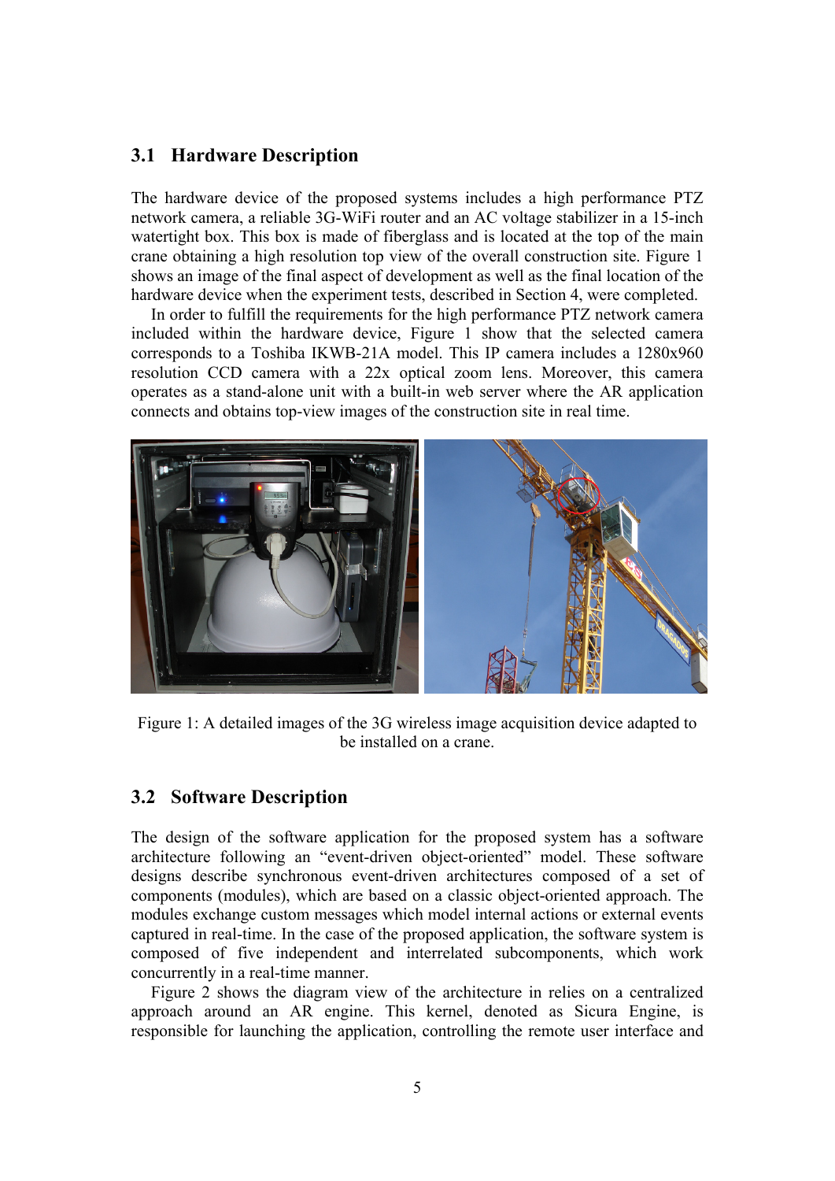### 3.1 Hardware Description

The hardware device of the proposed systems includes a high performance PTZ network camera, a reliable 3G-WiFi router and an AC voltage stabilizer in a 15-inch watertight box. This box is made of fiberglass and is located at the top of the main crane obtaining a high resolution top view of the overall construction site. Figure 1 shows an image of the final aspect of development as well as the final location of the hardware device when the experiment tests, described in Section 4, were completed.

In order to fulfill the requirements for the high performance PTZ network camera included within the hardware device, Figure 1 show that the selected camera corresponds to a Toshiba IKWB-21A model. This IP camera includes a 1280x960 resolution CCD camera with a 22x optical zoom lens. Moreover, this camera operates as a stand-alone unit with a built-in web server where the AR application connects and obtains top-view images of the construction site in real time.

Figure 1: A detailed images of the 3G wireless image acquisition device adapted to be installed on a crane.

### 3.2 Software Description

The design of the software application for the proposed system has a software architecture following an "event-driven object-oriented" model. These software designs describe synchronous event-driven architectures composed of a set of components (modules), which are based on a classic object-oriented approach. The modules exchange custom messages which model internal actions or external events captured in real-time. In the case of the proposed application, the software system is composed of five independent and interrelated subcomponents, which work concurrently in a real-time manner.

Figure 2 shows the diagram view of the architecture in relies on a centralized approach around an AR engine. This kernel, denoted as Sicura Engine, is responsible for launching the application, controlling the remote user interface and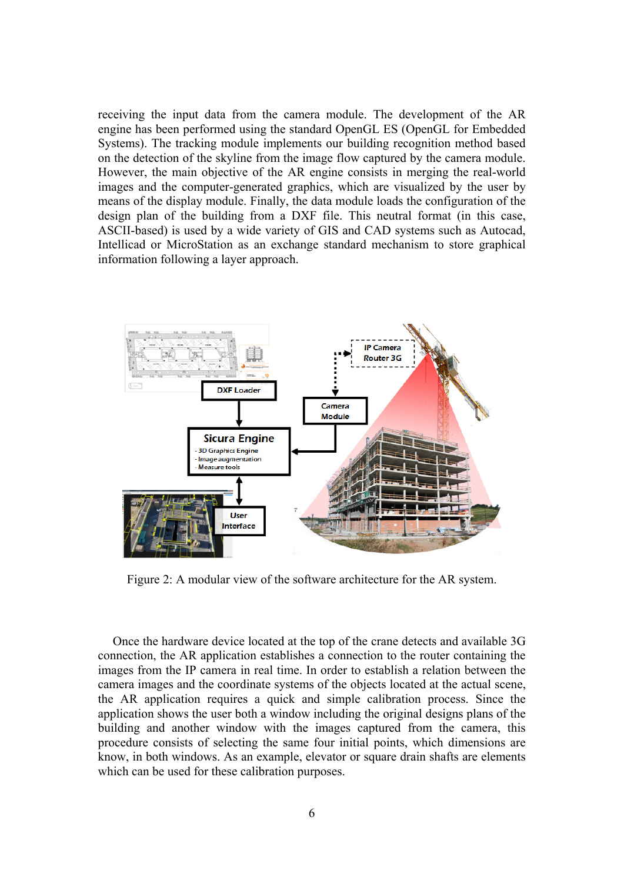receiving the input data from the camera module. The development of the AR engine has been performed using the standard OpenGL ES (OpenGL for Embedded Systems). The tracking module implements our building recognition method based on the detection of the skyline from the image flow captured by the camera module. However, the main objective of the AR engine consists in merging the real-world images and the computer-generated graphics, which are visualized by the user by means of the display module. Finally, the data module loads the configuration of the design plan of the building from a DXF file. This neutral format (in this case, ASCII-based) is used by a wide variety of GIS and CAD systems such as Autocad, Intellicad or MicroStation as an exchange standard mechanism to store graphical information following a layer approach.

Figure 2: A modular view of the software architecture for the AR system.

Once the hardware device located at the top of the crane detects and available 3G connection, the AR application establishes a connection to the router containing the images from the IP camera in real time. In order to establish a relation between the camera images and the coordinate systems of the objects located at the actual scene, the AR application requires a quick and simple calibration process. Since the application shows the user both a window including the original designs plans of the building and another window with the images captured from the camera, this procedure consists of selecting the same four initial points, which dimensions are know, in both windows. As an example, elevator or square drain shafts are elements which can be used for these calibration purposes.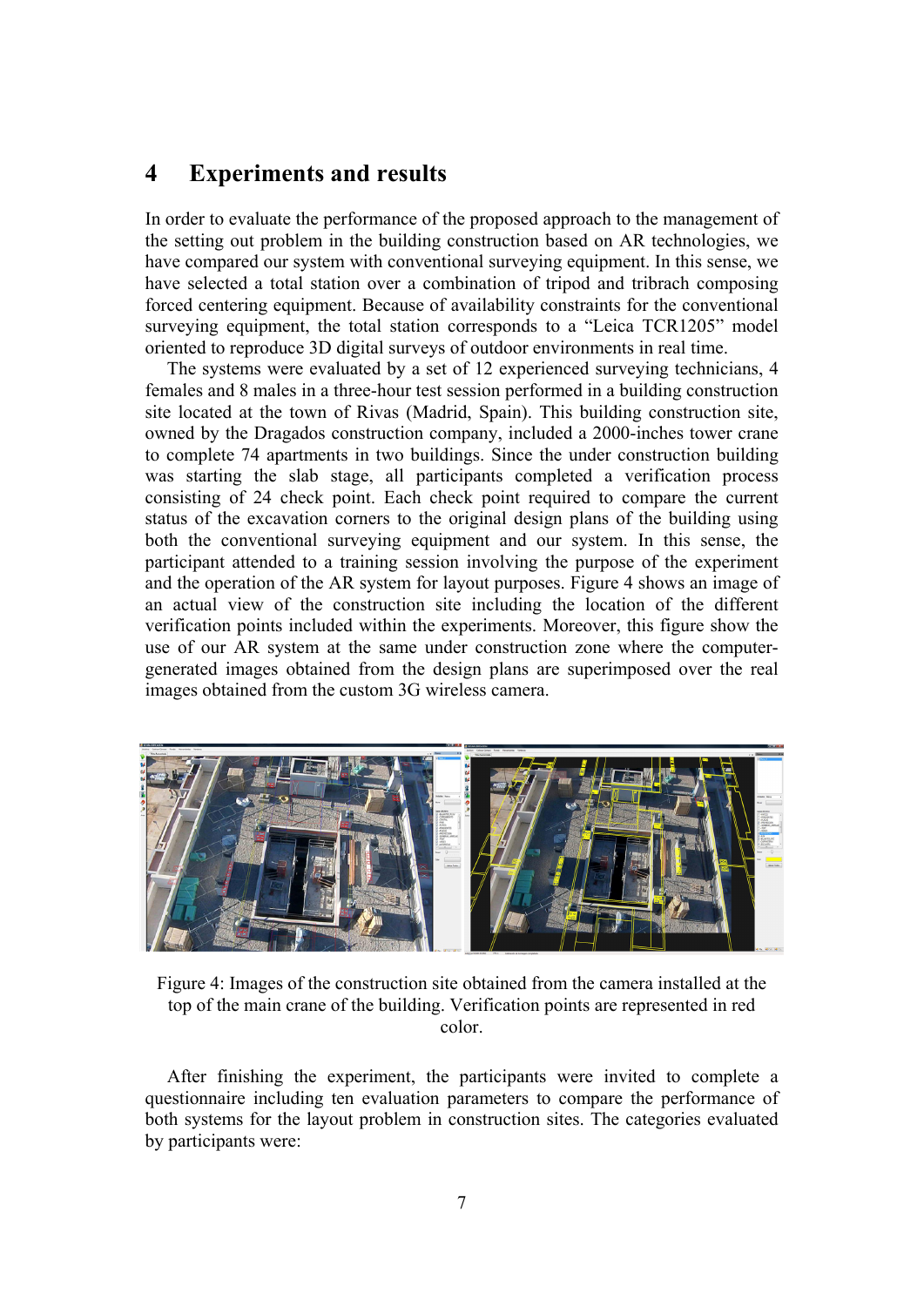## 4 Experiments and results

In order to evaluate the performance of the proposed approach to the management of the setting out problem in the building construction based on AR technologies, we have compared our system with conventional surveying equipment. In this sense, we have selected a total station over a combination of tripod and tribrach composing forced centering equipment. Because of availability constraints for the conventional surveying equipment, the total station corresponds to a "Leica TCR1205" model oriented to reproduce 3D digital surveys of outdoor environments in real time.

The systems were evaluated by a set of 12 experienced surveying technicians, 4 females and 8 males in a three-hour test session performed in a building construction site located at the town of Rivas (Madrid, Spain). This building construction site, owned by the Dragados construction company, included a 2000-inches tower crane to complete 74 apartments in two buildings. Since the under construction building was starting the slab stage, all participants completed a verification process consisting of 24 check point. Each check point required to compare the current status of the excavation corners to the original design plans of the building using both the conventional surveying equipment and our system. In this sense, the participant attended to a training session involving the purpose of the experiment and the operation of the AR system for layout purposes. Figure 4 shows an image of an actual view of the construction site including the location of the different verification points included within the experiments. Moreover, this figure show the use of our AR system at the same under construction zone where the computer-generated images obtained from the design plans are superimposed over the real images obtained from the custom 3G wireless camera.

Figure 4: Images of the construction site obtained from the camera installed at the top of the main crane of the building. Verification points are represented in red color.

After finishing the experiment, the participants were invited to complete a questionnaire including ten evaluation parameters to compare the performance of both systems for the layout problem in construction sites. The categories evaluated by participants were: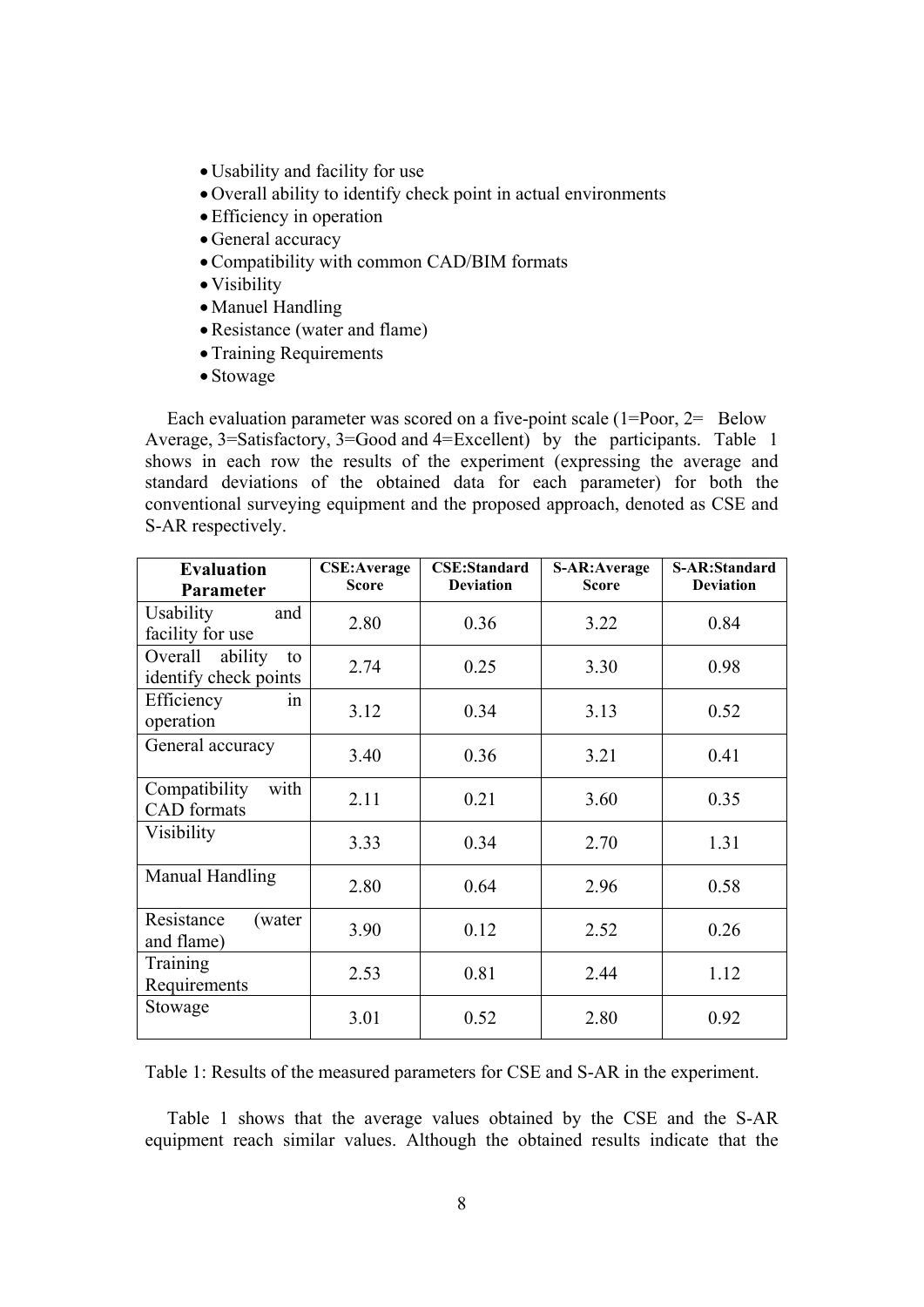- Usability and facility for use
- Overall ability to identify check point in actual environments
- Efficiency in operation
- General accuracy
- Compatibility with common CAD/BIM formats
- Visibility
- Manuel Handling
- Resistance (water and flame)
- Training Requirements
- Stowage

Each evaluation parameter was scored on a five-point scale (1=Poor, 2= Below Average, 3=Satisfactory, 3=Good and 4=Excellent) by the participants. Table 1 shows in each row the results of the experiment (expressing the average and standard deviations of the obtained data for each parameter) for both the conventional surveying equipment and the proposed approach, denoted as CSE and S-AR respectively.

| Evaluation Parameter | CSE:Average Score | CSE:Standard Deviation | S-AR:Average Score | S-AR:Standard Deviation |
|---|---|---|---|---|
| Usability and facility for use | 2.80 | 0.36 | 3.22 | 0.84 |
| Overall ability to identify check points | 2.74 | 0.25 | 3.30 | 0.98 |
| Efficiency in operation | 3.12 | 0.34 | 3.13 | 0.52 |
| General accuracy | 3.40 | 0.36 | 3.21 | 0.41 |
| Compatibility with CAD formats | 2.11 | 0.21 | 3.60 | 0.35 |
| Visibility | 3.33 | 0.34 | 2.70 | 1.31 |
| Manual Handling | 2.80 | 0.64 | 2.96 | 0.58 |
| Resistance (water and flame) | 3.90 | 0.12 | 2.52 | 0.26 |
| Training Requirements | 2.53 | 0.81 | 2.44 | 1.12 |
| Stowage | 3.01 | 0.52 | 2.80 | 0.92 |

Table 1: Results of the measured parameters for CSE and S-AR in the experiment.

Table 1 shows that the average values obtained by the CSE and the S-AR equipment reach similar values. Although the obtained results indicate that the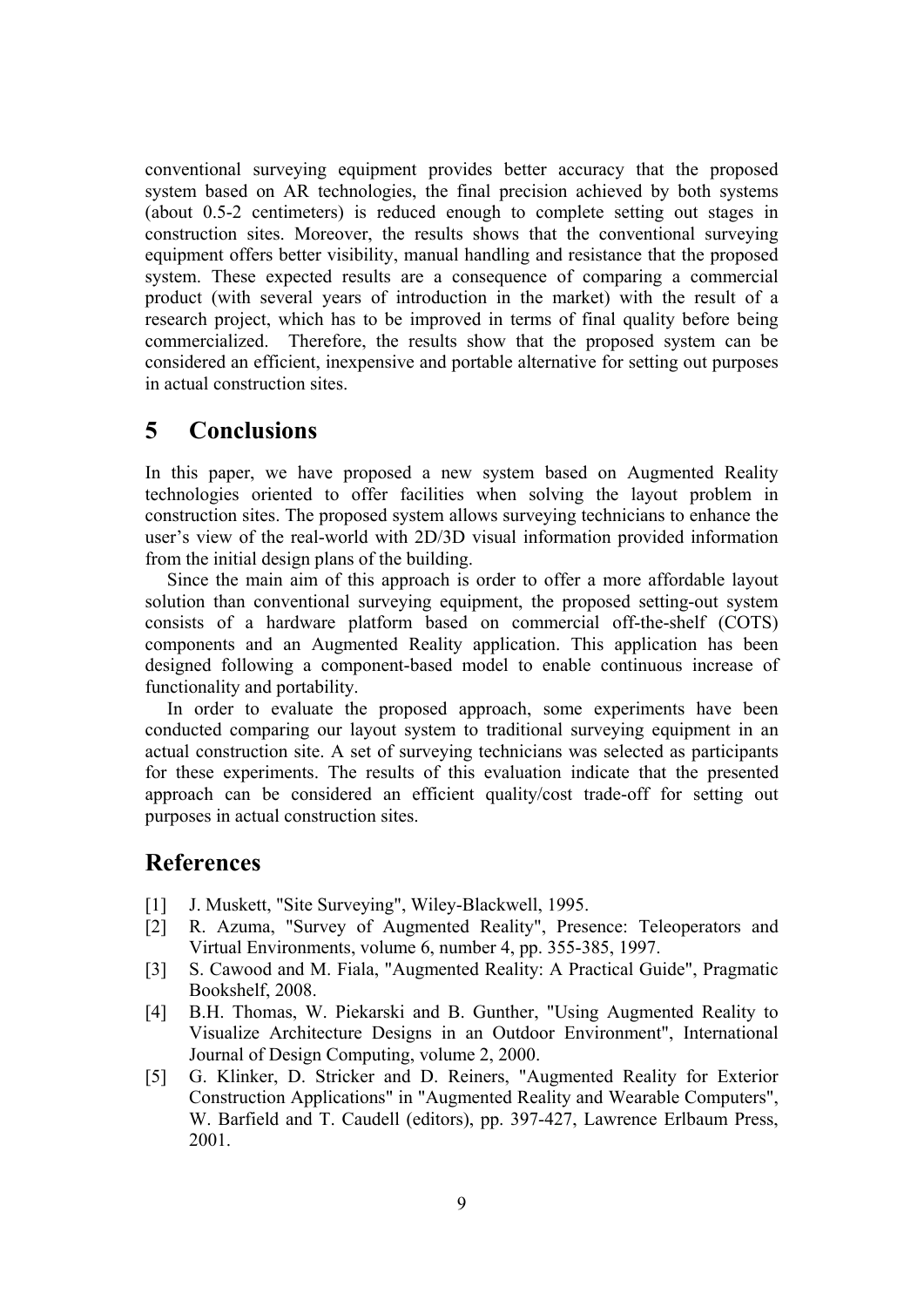conventional surveying equipment provides better accuracy that the proposed system based on AR technologies, the final precision achieved by both systems (about 0.5-2 centimeters) is reduced enough to complete setting out stages in construction sites. Moreover, the results shows that the conventional surveying equipment offers better visibility, manual handling and resistance that the proposed system. These expected results are a consequence of comparing a commercial product (with several years of introduction in the market) with the result of a research project, which has to be improved in terms of final quality before being commercialized. Therefore, the results show that the proposed system can be considered an efficient, inexpensive and portable alternative for setting out purposes in actual construction sites.

# 5 Conclusions

In this paper, we have proposed a new system based on Augmented Reality technologies oriented to offer facilities when solving the layout problem in construction sites. The proposed system allows surveying technicians to enhance the user's view of the real-world with 2D/3D visual information provided information from the initial design plans of the building.

Since the main aim of this approach is order to offer a more affordable layout solution than conventional surveying equipment, the proposed setting-out system consists of a hardware platform based on commercial off-the-shelf (COTS) components and an Augmented Reality application. This application has been designed following a component-based model to enable continuous increase of functionality and portability.

In order to evaluate the proposed approach, some experiments have been conducted comparing our layout system to traditional surveying equipment in an actual construction site. A set of surveying technicians was selected as participants for these experiments. The results of this evaluation indicate that the presented approach can be considered an efficient quality/cost trade-off for setting out purposes in actual construction sites.

# References

[1] J. Muskett, "Site Surveying", Wiley-Blackwell, 1995.

[2] R. Azuma, "Survey of Augmented Reality", Presence: Teleoperators and Virtual Environments, volume 6, number 4, pp. 355-385, 1997.

[3] S. Cawood and M. Fiala, "Augmented Reality: A Practical Guide", Pragmatic Bookshelf, 2008.

[4] B.H. Thomas, W. Piekarski and B. Gunther, "Using Augmented Reality to Visualize Architecture Designs in an Outdoor Environment", International Journal of Design Computing, volume 2, 2000.

[5] G. Klinker, D. Stricker and D. Reiners, "Augmented Reality for Exterior Construction Applications" in "Augmented Reality and Wearable Computers", W. Barfield and T. Caudell (editors), pp. 397-427, Lawrence Erlbaum Press, 2001.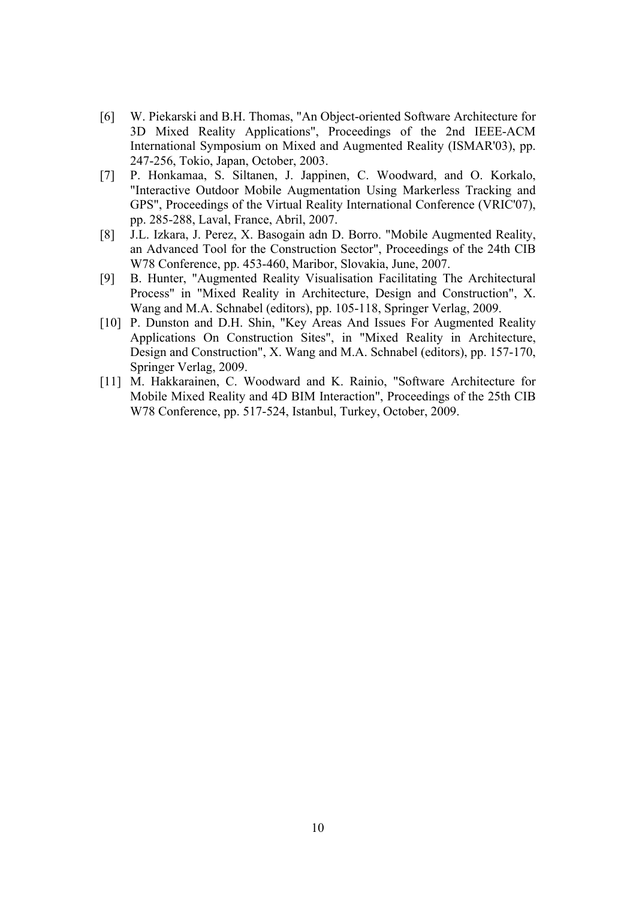[6] W. Piekarski and B.H. Thomas, "An Object-oriented Software Architecture for 3D Mixed Reality Applications", Proceedings of the 2nd IEEE-ACM International Symposium on Mixed and Augmented Reality (ISMAR'03), pp. 247-256, Tokio, Japan, October, 2003.

[7] P. Honkamaa, S. Siltanen, J. Jappinen, C. Woodward, and O. Korkalo, "Interactive Outdoor Mobile Augmentation Using Markerless Tracking and GPS", Proceedings of the Virtual Reality International Conference (VRIC'07), pp. 285-288, Laval, France, Abril, 2007.

[8] J.L. Izkara, J. Perez, X. Basogain adn D. Borro. "Mobile Augmented Reality, an Advanced Tool for the Construction Sector", Proceedings of the 24th CIB W78 Conference, pp. 453-460, Maribor, Slovakia, June, 2007.

[9] B. Hunter, "Augmented Reality Visualisation Facilitating The Architectural Process" in "Mixed Reality in Architecture, Design and Construction", X. Wang and M.A. Schnabel (editors), pp. 105-118, Springer Verlag, 2009.

[10] P. Dunston and D.H. Shin, "Key Areas And Issues For Augmented Reality Applications On Construction Sites", in "Mixed Reality in Architecture, Design and Construction", X. Wang and M.A. Schnabel (editors), pp. 157-170, Springer Verlag, 2009.

[11] M. Hakkarainen, C. Woodward and K. Rainio, "Software Architecture for Mobile Mixed Reality and 4D BIM Interaction", Proceedings of the 25th CIB W78 Conference, pp. 517-524, Istanbul, Turkey, October, 2009.